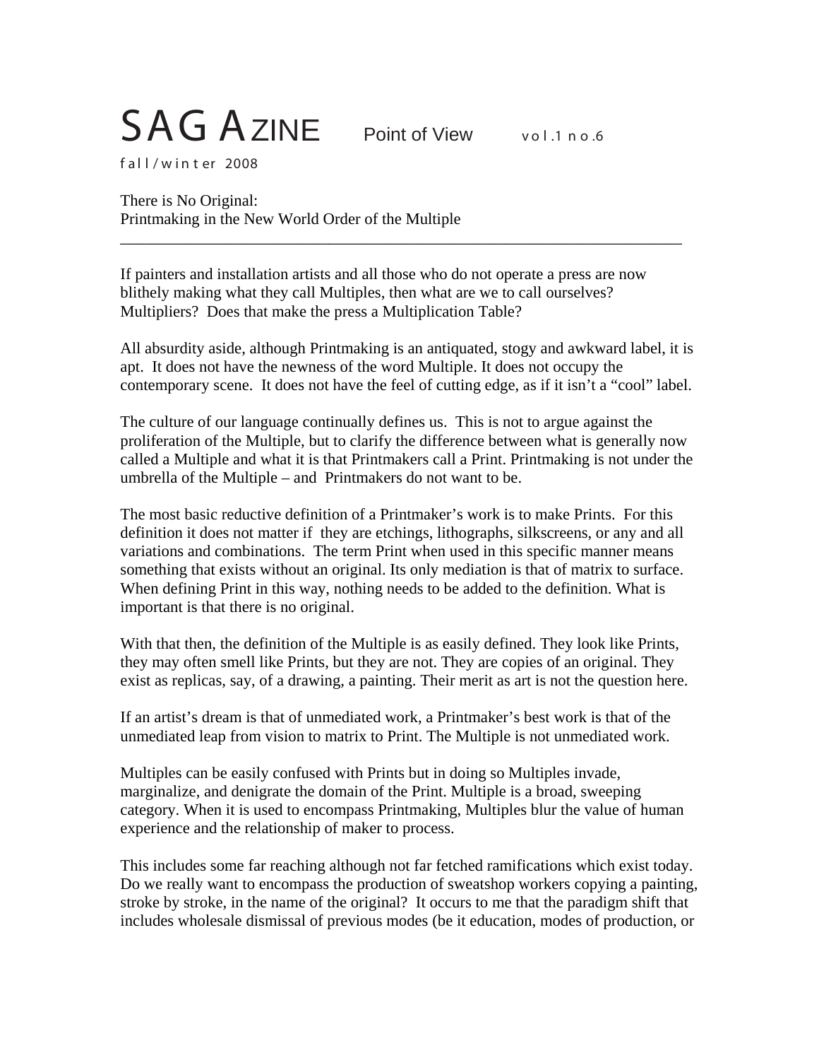# SAG AZINE Point of View vol.1 no.6

fall/winter 2008

## There is No Original: Printmaking in the New World Order of the Multiple

---

If painters and installation artists and all those who do not operate a press are now blithely making what they call Multiples, then what are we to call ourselves? Multipliers? Does that make the press a Multiplication Table?

All absurdity aside, although Printmaking is an antiquated, stogy and awkward label, it is apt. It does not have the newness of the word Multiple. It does not occupy the contemporary scene. It does not have the feel of cutting edge, as if it isn't a "cool" label.

The culture of our language continually defines us. This is not to argue against the proliferation of the Multiple, but to clarify the difference between what is generally now called a Multiple and what it is that Printmakers call a Print. Printmaking is not under the umbrella of the Multiple – and Printmakers do not want to be.

The most basic reductive definition of a Printmaker's work is to make Prints. For this definition it does not matter if they are etchings, lithographs, silkscreens, or any and all variations and combinations. The term Print when used in this specific manner means something that exists without an original. Its only mediation is that of matrix to surface. When defining Print in this way, nothing needs to be added to the definition. What is important is that there is no original.

With that then, the definition of the Multiple is as easily defined. They look like Prints, they may often smell like Prints, but they are not. They are copies of an original. They exist as replicas, say, of a drawing, a painting. Their merit as art is not the question here.

If an artist's dream is that of unmediated work, a Printmaker's best work is that of the unmediated leap from vision to matrix to Print. The Multiple is not unmediated work.

Multiples can be easily confused with Prints but in doing so Multiples invade, marginalize, and denigrate the domain of the Print. Multiple is a broad, sweeping category. When it is used to encompass Printmaking, Multiples blur the value of human experience and the relationship of maker to process.

This includes some far reaching although not far fetched ramifications which exist today. Do we really want to encompass the production of sweatshop workers copying a painting, stroke by stroke, in the name of the original? It occurs to me that the paradigm shift that includes wholesale dismissal of previous modes (be it education, modes of production, or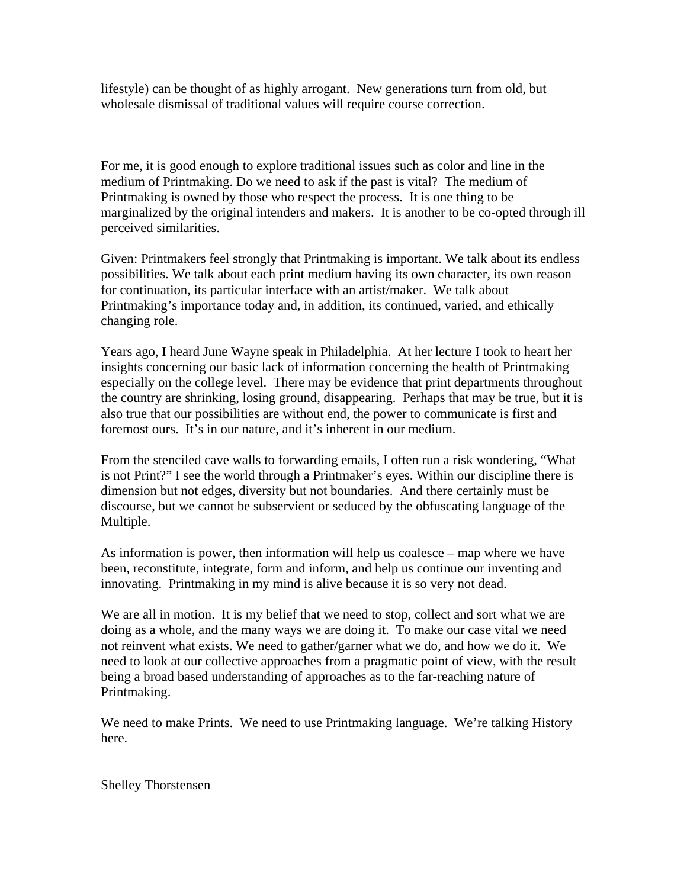lifestyle) can be thought of as highly arrogant. New generations turn from old, but wholesale dismissal of traditional values will require course correction.

For me, it is good enough to explore traditional issues such as color and line in the medium of Printmaking. Do we need to ask if the past is vital? The medium of Printmaking is owned by those who respect the process. It is one thing to be marginalized by the original intenders and makers. It is another to be co-opted through ill perceived similarities.

Given: Printmakers feel strongly that Printmaking is important. We talk about its endless possibilities. We talk about each print medium having its own character, its own reason for continuation, its particular interface with an artist/maker. We talk about Printmaking's importance today and, in addition, its continued, varied, and ethically changing role.

Years ago, I heard June Wayne speak in Philadelphia. At her lecture I took to heart her insights concerning our basic lack of information concerning the health of Printmaking especially on the college level. There may be evidence that print departments throughout the country are shrinking, losing ground, disappearing. Perhaps that may be true, but it is also true that our possibilities are without end, the power to communicate is first and foremost ours. It's in our nature, and it's inherent in our medium.

From the stenciled cave walls to forwarding emails, I often run a risk wondering, "What is not Print?" I see the world through a Printmaker's eyes. Within our discipline there is dimension but not edges, diversity but not boundaries. And there certainly must be discourse, but we cannot be subservient or seduced by the obfuscating language of the Multiple.

As information is power, then information will help us coalesce – map where we have been, reconstitute, integrate, form and inform, and help us continue our inventing and innovating. Printmaking in my mind is alive because it is so very not dead.

We are all in motion. It is my belief that we need to stop, collect and sort what we are doing as a whole, and the many ways we are doing it. To make our case vital we need not reinvent what exists. We need to gather/garner what we do, and how we do it. We need to look at our collective approaches from a pragmatic point of view, with the result being a broad based understanding of approaches as to the far-reaching nature of Printmaking.

We need to make Prints. We need to use Printmaking language. We're talking History here.

Shelley Thorstensen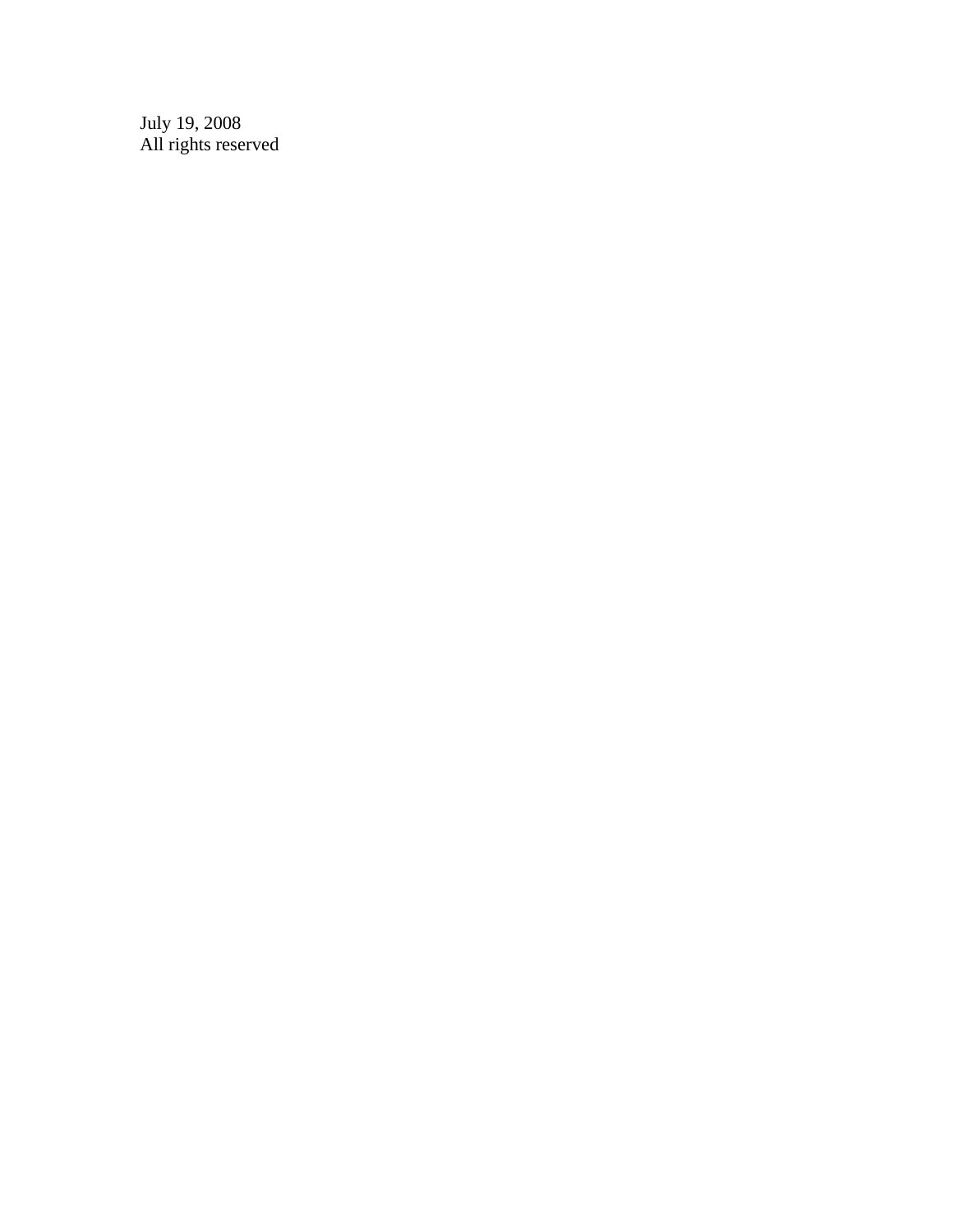July 19, 2008
All rights reserved